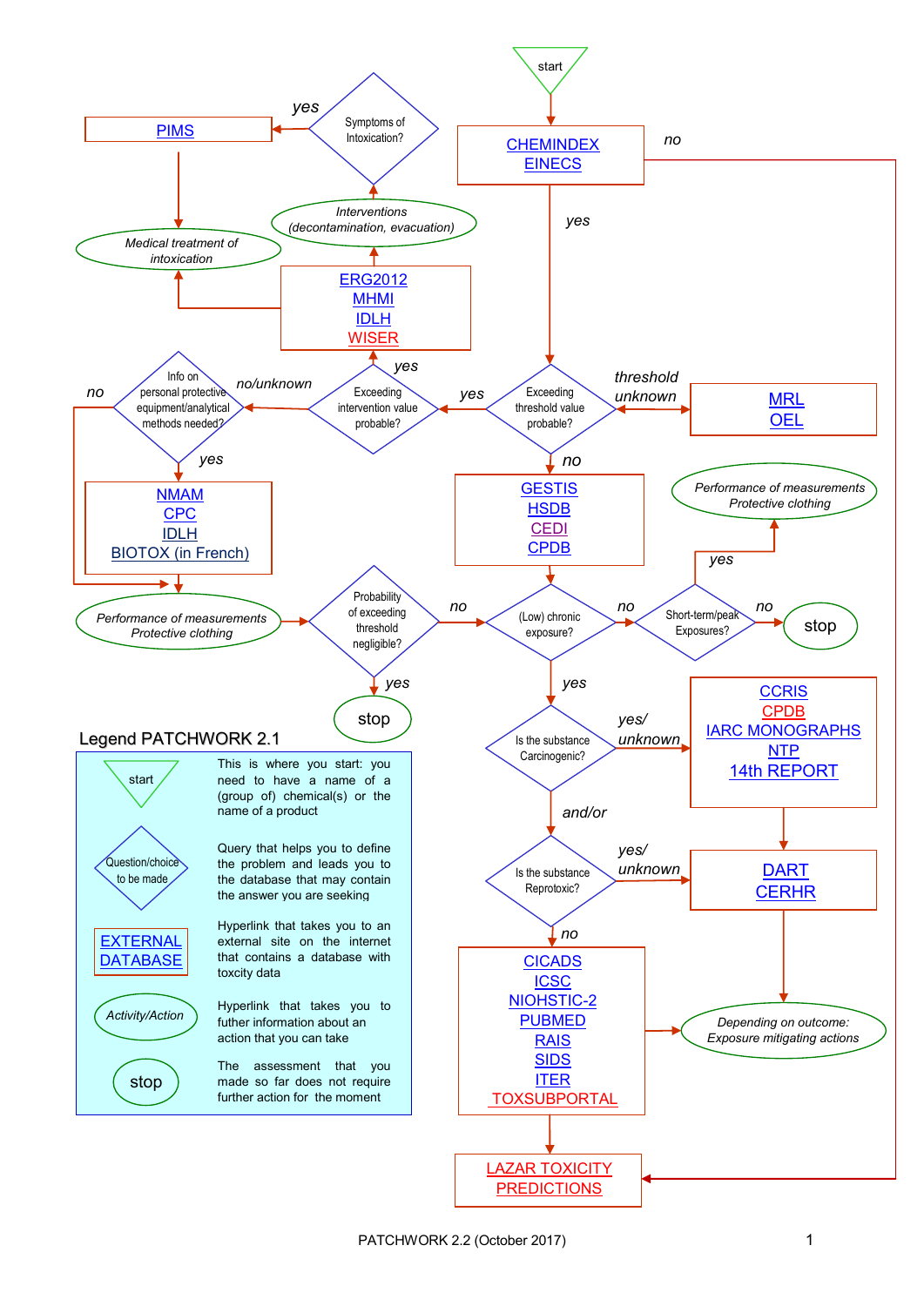start

CHEMINDEX
EINECS

no

yes

Symptoms of Intoxication?

yes

PIMS

Interventions (decontamination, evacuation)

Medical treatment of intoxication

ERG2012
MHMI
IDLH
WISER

yes

Exceeding threshold value probable?

threshold unknown

MRL
OEL

yes

Exceeding intervention value probable?

no/unknown

Info on personal protective equipment/analytical methods needed?

no

yes

NMAM
CPC
IDLH
BIOTOX (in French)

no

GESTIS
HSDB
CEDI
CPDB

Performance of measurements Protective clothing

yes

Performance of measurements Protective clothing

Probability of exceeding threshold negligible?

no

yes

stop

(Low) chronic exposure?

no

Short-term/peak Exposures?

no

stop

yes

Is the substance Carcinogenic?

yes/ unknown

CCRIS
CPDB
IARC MONOGRAPHS
NTP
14th REPORT

and/or

Is the substance Reprotoxic?

yes/ unknown

DART
CERHR

no

CICADS
ICSC
NIOHSTIC-2
PUBMED
RAIS
SIDS
ITER
TOXSUBPORTAL

Depending on outcome: Exposure mitigating actions

LAZAR TOXICITY PREDICTIONS

## Legend PATCHWORK 2.1

| Symbol | Description |
|---|---|
| start | This is where you start: you need to have a name of a (group of) chemical(s) or the name of a product |
| Question/choice to be made | Query that helps you to define the problem and leads you to the database that may contain the answer you are seeking |
| EXTERNAL DATABASE | Hyperlink that takes you to an external site on the internet that contains a database with toxcity data |
| Activity/Action | Hyperlink that takes you to futher information about an action that you can take |
| stop | The assessment that you made so far does not require further action for the moment |

PATCHWORK 2.2 (October 2017)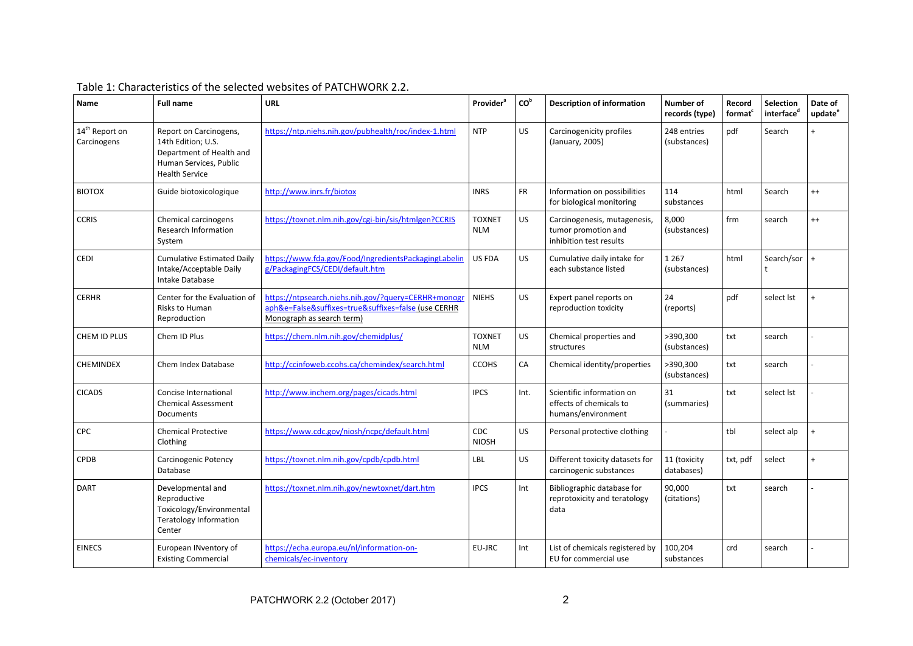Table 1: Characteristics of the selected websites of PATCHWORK 2.2.

| Name | Full name | URL | Provider[a] | CO[b] | Description of information | Number of records (type) | Record format[c] | Selection interface[d] | Date of update[e] |
|---|---|---|---|---|---|---|---|---|---|
| 14[th] Report on Carcinogens | Report on Carcinogens, 14th Edition; U.S. Department of Health and Human Services, Public Health Service | https://ntp.niehs.nih.gov/pubhealth/roc/index-1.html | NTP | US | Carcinogenicity profiles (January, 2005) | 248 entries (substances) | pdf | Search | + |
| BIOTOX | Guide biotoxicologique | http://www.inrs.fr/biotox | INRS | FR | Information on possibilities for biological monitoring | 114 substances | html | Search | ++ |
| CCRIS | Chemical carcinogens Research Information System | https://toxnet.nlm.nih.gov/cgi-bin/sis/htmlgen?CCRIS | TOXNET NLM | US | Carcinogenesis, mutagenesis, tumor promotion and inhibition test results | 8,000 (substances) | frm | search | ++ |
| CEDI | Cumulative Estimated Daily Intake/Acceptable Daily Intake Database | https://www.fda.gov/Food/IngredientsPackagingLabeling/PackagingFCS/CEDI/default.htm | US FDA | US | Cumulative daily intake for each substance listed | 1 267 (substances) | html | Search/sort | + |
| CERHR | Center for the Evaluation of Risks to Human Reproduction | https://ntpsearch.niehs.nih.gov/?query=CERHR+monograph&e=False&suffixes=true&suffixes=false (use CERHR Monograph as search term) | NIEHS | US | Expert panel reports on reproduction toxicity | 24 (reports) | pdf | select lst | + |
| CHEM ID PLUS | Chem ID Plus | https://chem.nlm.nih.gov/chemidplus/ | TOXNET NLM | US | Chemical properties and structures | >390,300 (substances) | txt | search | - |
| CHEMINDEX | Chem Index Database | http://ccinfoweb.ccohs.ca/chemindex/search.html | CCOHS | CA | Chemical identity/properties | >390,300 (substances) | txt | search | - |
| CICADS | Concise International Chemical Assessment Documents | http://www.inchem.org/pages/cicads.html | IPCS | Int. | Scientific information on effects of chemicals to humans/environment | 31 (summaries) | txt | select lst | - |
| CPC | Chemical Protective Clothing | https://www.cdc.gov/niosh/ncpc/default.html | CDC NIOSH | US | Personal protective clothing | - | tbl | select alp | + |
| CPDB | Carcinogenic Potency Database | https://toxnet.nlm.nih.gov/cpdb/cpdb.html | LBL | US | Different toxicity datasets for carcinogenic substances | 11 (toxicity databases) | txt, pdf | select | + |
| DART | Developmental and Reproductive Toxicology/Environmental Teratology Information Center | https://toxnet.nlm.nih.gov/newtoxnet/dart.htm | IPCS | Int | Bibliographic database for reprotoxicity and teratology data | 90,000 (citations) | txt | search | - |
| EINECS | European INventory of Existing Commercial | https://echa.europa.eu/nl/information-on-chemicals/ec-inventory | EU-JRC | Int | List of chemicals registered by EU for commercial use | 100,204 substances | crd | search | - |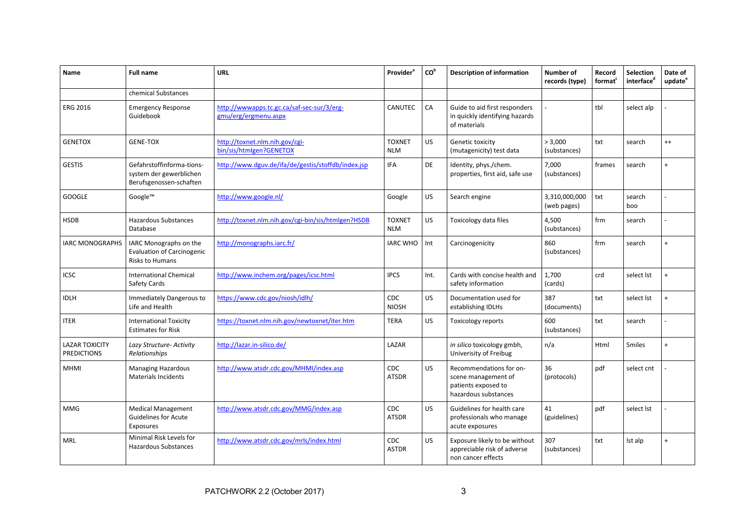| Name | Full name | URL | Provider[a] | CO[b] | Description of information | Number of records (type) | Record format[c] | Selection interface[d] | Date of update[e] |
|---|---|---|---|---|---|---|---|---|---|
| | chemical Substances | | | | | | | | |
| ERG 2016 | Emergency Response Guidebook | http://wwwapps.tc.gc.ca/saf-sec-sur/3/erg-gmu/erg/ergmenu.aspx | CANUTEC | CA | Guide to aid first responders in quickly identifying hazards of materials | - | tbl | select alp | - |
| GENETOX | GENE-TOX | http://toxnet.nlm.nih.gov/cgi-bin/sis/htmlgen?GENETOX | TOXNET NLM | US | Genetic toxicity (mutagenicity) test data | > 3,000 (substances) | txt | search | ++ |
| GESTIS | Gefahrstoffinforma-tions-system der gewerblichen Berufsgenossen-schaften | http://www.dguv.de/ifa/de/gestis/stoffdb/index.jsp | IFA | DE | Identity, phys./chem. properties, first aid, safe use | 7,000 (substances) | frames | search | + |
| GOOGLE | Google™ | http://www.google.nl/ | Google | US | Search engine | 3,310,000,000 (web pages) | txt | search boo | - |
| HSDB | Hazardous Substances Database | http://toxnet.nlm.nih.gov/cgi-bin/sis/htmlgen?HSDB | TOXNET NLM | US | Toxicology data files | 4,500 (substances) | frm | search | - |
| IARC MONOGRAPHS | IARC Monographs on the Evaluation of Carcinogenic Risks to Humans | http://monographs.iarc.fr/ | IARC WHO | Int | Carcinogenicity | 860 (substances) | frm | search | + |
| ICSC | International Chemical Safety Cards | http://www.inchem.org/pages/icsc.html | IPCS | Int. | Cards with concise health and safety information | 1,700 (cards) | crd | select lst | + |
| IDLH | Immediately Dangerous to Life and Health | https://www.cdc.gov/niosh/idlh/ | CDC NIOSH | US | Documentation used for establishing IDLHs | 387 (documents) | txt | select lst | + |
| ITER | International Toxicity Estimates for Risk | https://toxnet.nlm.nih.gov/newtoxnet/iter.htm | TERA | US | Toxicology reports | 600 (substances) | txt | search | - |
| LAZAR TOXICITY PREDICTIONS | *Lazy Structure- Activity Relationships* | http://lazar.in-silico.de/ | LAZAR | | *in silico* toxicology gmbh, Univerisity of Freibug | n/a | Html | Smiles | + |
| MHMI | Managing Hazardous Materials Incidents | http://www.atsdr.cdc.gov/MHMI/index.asp | CDC ATSDR | US | Recommendations for on-scene management of patients exposed to hazardous substances | 36 (protocols) | pdf | select cnt | - |
| MMG | Medical Management Guidelines for Acute Exposures | http://www.atsdr.cdc.gov/MMG/index.asp | CDC ATSDR | US | Guidelines for health care professionals who manage acute exposures | 41 (guidelines) | pdf | select lst | - |
| MRL | Minimal Risk Levels for Hazardous Substances | http://www.atsdr.cdc.gov/mrls/index.html | CDC ASTDR | US | Exposure likely to be without appreciable risk of adverse non cancer effects | 307 (substances) | txt | lst alp | + |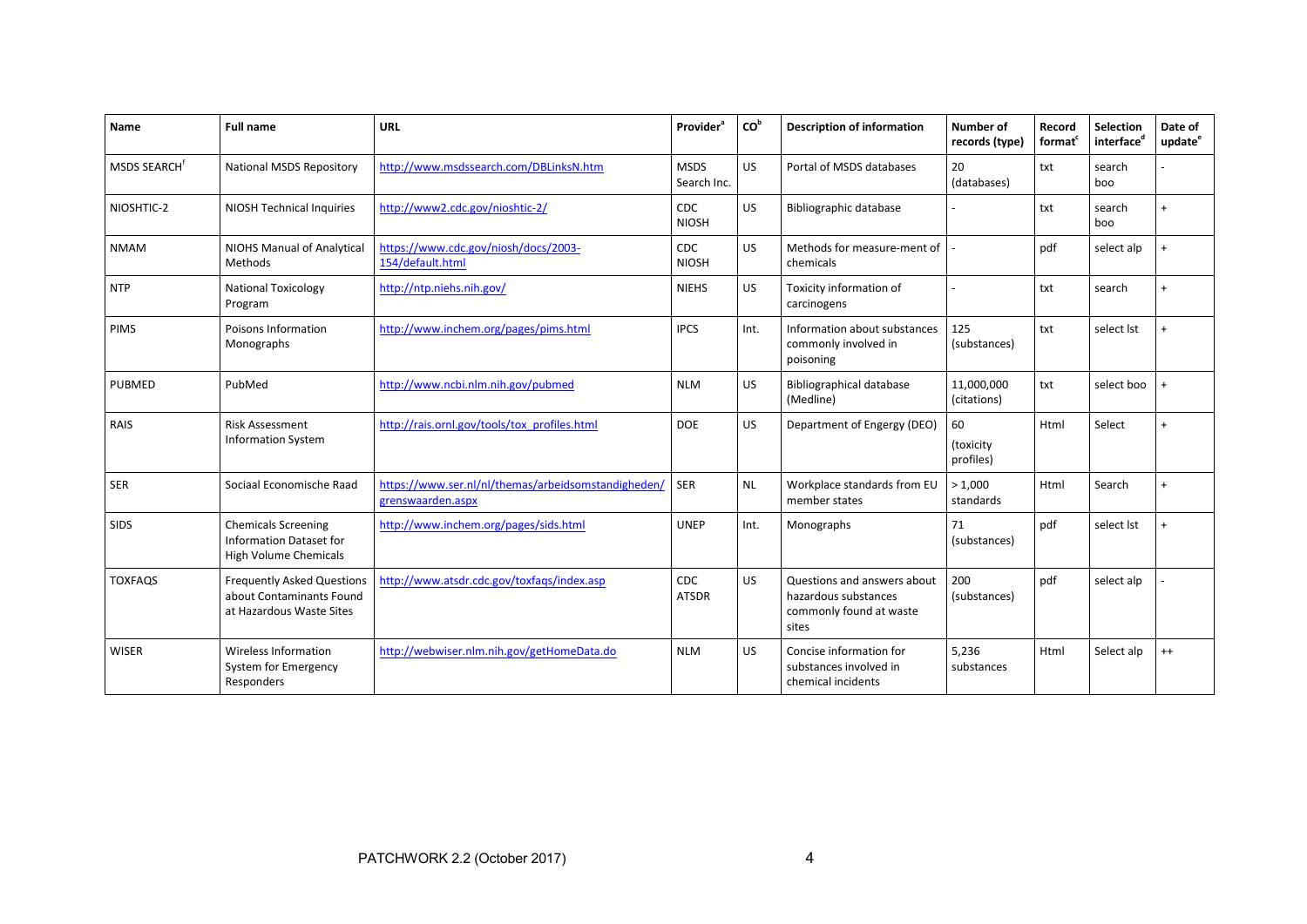| Name | Full name | URL | Provider[a] | CO[b] | Description of information | Number of records (type) | Record format[c] | Selection interface[d] | Date of update[e] |
|---|---|---|---|---|---|---|---|---|---|
| MSDS SEARCH[f] | National MSDS Repository | http://www.msdssearch.com/DBLinksN.htm | MSDS Search Inc. | US | Portal of MSDS databases | 20 (databases) | txt | search boo | - |
| NIOSHTIC-2 | NIOSH Technical Inquiries | http://www2.cdc.gov/nioshtic-2/ | CDC NIOSH | US | Bibliographic database | - | txt | search boo | + |
| NMAM | NIOHS Manual of Analytical Methods | https://www.cdc.gov/niosh/docs/2003-154/default.html | CDC NIOSH | US | Methods for measure-ment of chemicals | - | pdf | select alp | + |
| NTP | National Toxicology Program | http://ntp.niehs.nih.gov/ | NIEHS | US | Toxicity information of carcinogens | - | txt | search | + |
| PIMS | Poisons Information Monographs | http://www.inchem.org/pages/pims.html | IPCS | Int. | Information about substances commonly involved in poisoning | 125 (substances) | txt | select lst | + |
| PUBMED | PubMed | http://www.ncbi.nlm.nih.gov/pubmed | NLM | US | Bibliographical database (Medline) | 11,000,000 (citations) | txt | select boo | + |
| RAIS | Risk Assessment Information System | http://rais.ornl.gov/tools/tox_profiles.html | DOE | US | Department of Engergy (DEO) | 60 (toxicity profiles) | Html | Select | + |
| SER | Sociaal Economische Raad | https://www.ser.nl/nl/themas/arbeidsomstandigheden/grenswaarden.aspx | SER | NL | Workplace standards from EU member states | > 1,000 standards | Html | Search | + |
| SIDS | Chemicals Screening Information Dataset for High Volume Chemicals | http://www.inchem.org/pages/sids.html | UNEP | Int. | Monographs | 71 (substances) | pdf | select lst | + |
| TOXFAQS | Frequently Asked Questions about Contaminants Found at Hazardous Waste Sites | http://www.atsdr.cdc.gov/toxfaqs/index.asp | CDC ATSDR | US | Questions and answers about hazardous substances commonly found at waste sites | 200 (substances) | pdf | select alp | - |
| WISER | Wireless Information System for Emergency Responders | http://webwiser.nlm.nih.gov/getHomeData.do | NLM | US | Concise information for substances involved in chemical incidents | 5,236 substances | Html | Select alp | ++ |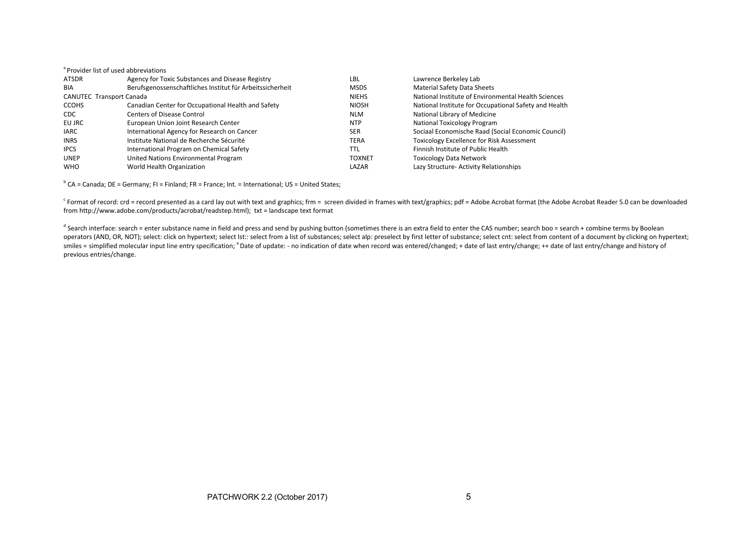[a] Provider list of used abbreviations

| | | | |
|---|---|---|---|
| ATSDR | Agency for Toxic Substances and Disease Registry | LBL | Lawrence Berkeley Lab |
| BIA | Berufsgenossenschaftliches Institut für Arbeitssicherheit | MSDS | Material Safety Data Sheets |
| CANUTEC | Transport Canada | NIEHS | National Institute of Environmental Health Sciences |
| CCOHS | Canadian Center for Occupational Health and Safety | NIOSH | National Institute for Occupational Safety and Health |
| CDC | Centers of Disease Control | NLM | National Library of Medicine |
| EU JRC | European Union Joint Research Center | NTP | National Toxicology Program |
| IARC | International Agency for Research on Cancer | SER | Sociaal Economische Raad (Social Economic Council) |
| INRS | Institute National de Recherche Sécurité | TERA | Toxicology Excellence for Risk Assessment |
| IPCS | International Program on Chemical Safety | TTL | Finnish Institute of Public Health |
| UNEP | United Nations Environmental Program | TOXNET | Toxicology Data Network |
| WHO | World Health Organization | LAZAR | Lazy Structure- Activity Relationships |

[b] CA = Canada; DE = Germany; FI = Finland; FR = France; Int. = International; US = United States;

[c] Format of record: crd = record presented as a card lay out with text and graphics; frm = screen divided in frames with text/graphics; pdf = Adobe Acrobat format (the Adobe Acrobat Reader 5.0 can be downloaded from http://www.adobe.com/products/acrobat/readstep.html); txt = landscape text format

[d] Search interface: search = enter substance name in field and press and send by pushing button (sometimes there is an extra field to enter the CAS number; search boo = search + combine terms by Boolean operators (AND, OR, NOT); select: click on hypertext; select lst:: select from a list of substances; select alp: preselect by first letter of substance; select cnt: select from content of a document by clicking on hypertext; smiles = simplified molecular input line entry specification; [e] Date of update: - no indication of date when record was entered/changed; + date of last entry/change; ++ date of last entry/change and history of previous entries/change.